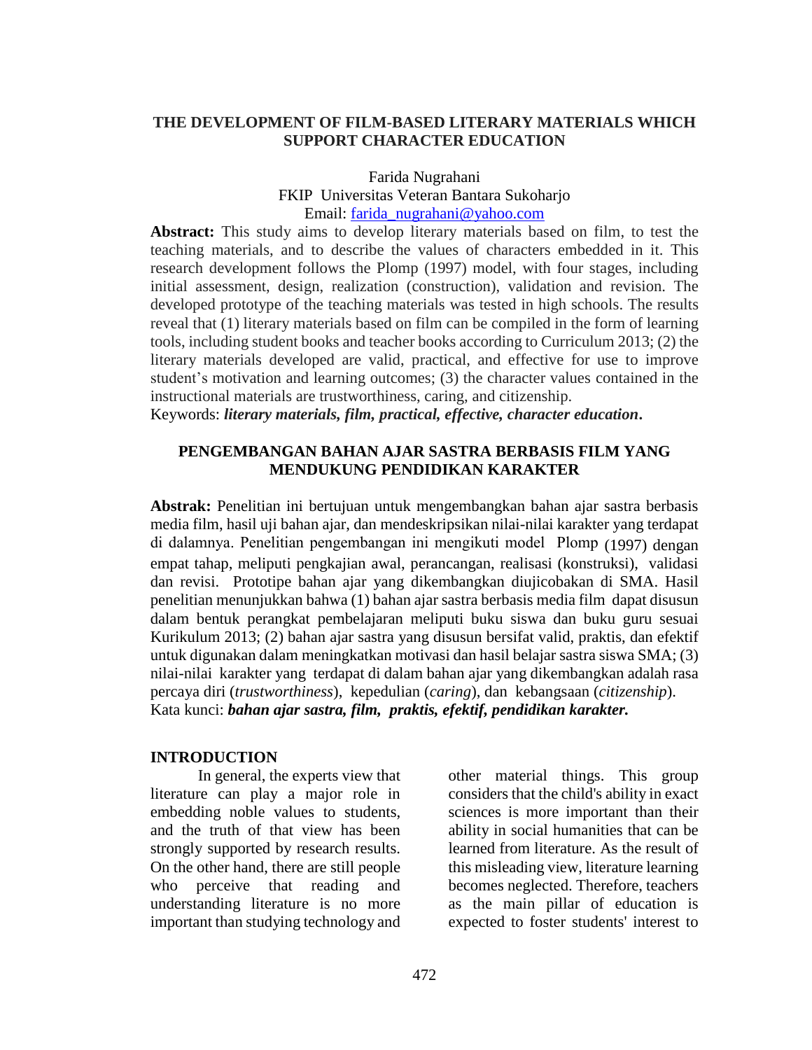# THE DEVELOPMENT OF FILM-BASED LITERARY MATERIALS WHICH SUPPORT CHARACTER EDUCATION

Farida Nugrahani
FKIP Universitas Veteran Bantara Sukoharjo
Email: farida_nugrahani@yahoo.com

**Abstract:** This study aims to develop literary materials based on film, to test the teaching materials, and to describe the values of characters embedded in it. This research development follows the Plomp (1997) model, with four stages, including initial assessment, design, realization (construction), validation and revision. The developed prototype of the teaching materials was tested in high schools. The results reveal that (1) literary materials based on film can be compiled in the form of learning tools, including student books and teacher books according to Curriculum 2013; (2) the literary materials developed are valid, practical, and effective for use to improve student's motivation and learning outcomes; (3) the character values contained in the instructional materials are trustworthiness, caring, and citizenship.

Keywords: ***literary materials, film, practical, effective, character education*.**

# PENGEMBANGAN BAHAN AJAR SASTRA BERBASIS FILM YANG MENDUKUNG PENDIDIKAN KARAKTER

**Abstrak:** Penelitian ini bertujuan untuk mengembangkan bahan ajar sastra berbasis media film, hasil uji bahan ajar, dan mendeskripsikan nilai-nilai karakter yang terdapat di dalamnya. Penelitian pengembangan ini mengikuti model Plomp (1997) dengan empat tahap, meliputi pengkajian awal, perancangan, realisasi (konstruksi), validasi dan revisi. Prototipe bahan ajar yang dikembangkan diujicobakan di SMA. Hasil penelitian menunjukkan bahwa (1) bahan ajar sastra berbasis media film dapat disusun dalam bentuk perangkat pembelajaran meliputi buku siswa dan buku guru sesuai Kurikulum 2013; (2) bahan ajar sastra yang disusun bersifat valid, praktis, dan efektif untuk digunakan dalam meningkatkan motivasi dan hasil belajar sastra siswa SMA; (3) nilai-nilai karakter yang terdapat di dalam bahan ajar yang dikembangkan adalah rasa percaya diri (*trustworthiness*), kepedulian (*caring*), dan kebangsaan (*citizenship*).

Kata kunci: ***bahan ajar sastra, film, praktis, efektif, pendidikan karakter.***

## INTRODUCTION

In general, the experts view that literature can play a major role in embedding noble values to students, and the truth of that view has been strongly supported by research results. On the other hand, there are still people who perceive that reading and understanding literature is no more important than studying technology and other material things. This group considers that the child's ability in exact sciences is more important than their ability in social humanities that can be learned from literature. As the result of this misleading view, literature learning becomes neglected. Therefore, teachers as the main pillar of education is expected to foster students' interest to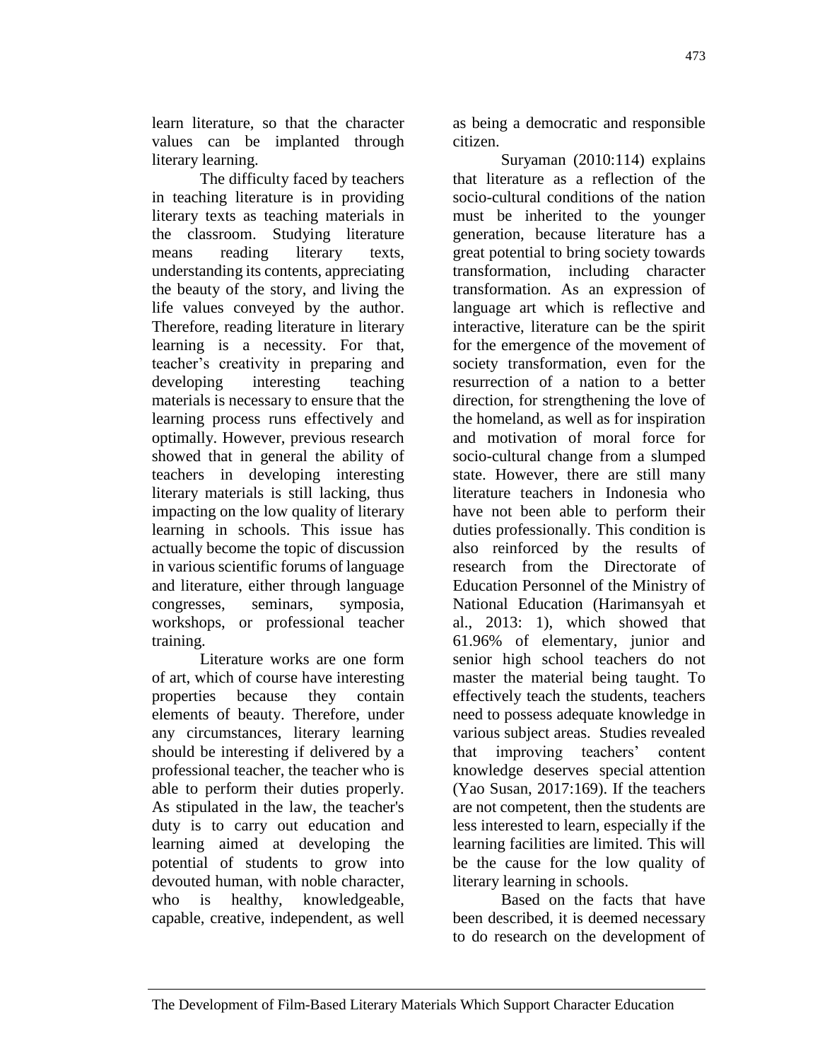learn literature, so that the character values can be implanted through literary learning.

The difficulty faced by teachers in teaching literature is in providing literary texts as teaching materials in the classroom. Studying literature means reading literary texts, understanding its contents, appreciating the beauty of the story, and living the life values conveyed by the author. Therefore, reading literature in literary learning is a necessity. For that, teacher's creativity in preparing and developing interesting teaching materials is necessary to ensure that the learning process runs effectively and optimally. However, previous research showed that in general the ability of teachers in developing interesting literary materials is still lacking, thus impacting on the low quality of literary learning in schools. This issue has actually become the topic of discussion in various scientific forums of language and literature, either through language congresses, seminars, symposia, workshops, or professional teacher training.

Literature works are one form of art, which of course have interesting properties because they contain elements of beauty. Therefore, under any circumstances, literary learning should be interesting if delivered by a professional teacher, the teacher who is able to perform their duties properly. As stipulated in the law, the teacher's duty is to carry out education and learning aimed at developing the potential of students to grow into devouted human, with noble character, who is healthy, knowledgeable, capable, creative, independent, as well as being a democratic and responsible citizen.

Suryaman (2010:114) explains that literature as a reflection of the socio-cultural conditions of the nation must be inherited to the younger generation, because literature has a great potential to bring society towards transformation, including character transformation. As an expression of language art which is reflective and interactive, literature can be the spirit for the emergence of the movement of society transformation, even for the resurrection of a nation to a better direction, for strengthening the love of the homeland, as well as for inspiration and motivation of moral force for socio-cultural change from a slumped state. However, there are still many literature teachers in Indonesia who have not been able to perform their duties professionally. This condition is also reinforced by the results of research from the Directorate of Education Personnel of the Ministry of National Education (Harimansyah et al., 2013: 1), which showed that 61.96% of elementary, junior and senior high school teachers do not master the material being taught. To effectively teach the students, teachers need to possess adequate knowledge in various subject areas. Studies revealed that improving teachers' content knowledge deserves special attention (Yao Susan, 2017:169). If the teachers are not competent, then the students are less interested to learn, especially if the learning facilities are limited. This will be the cause for the low quality of literary learning in schools.

Based on the facts that have been described, it is deemed necessary to do research on the development of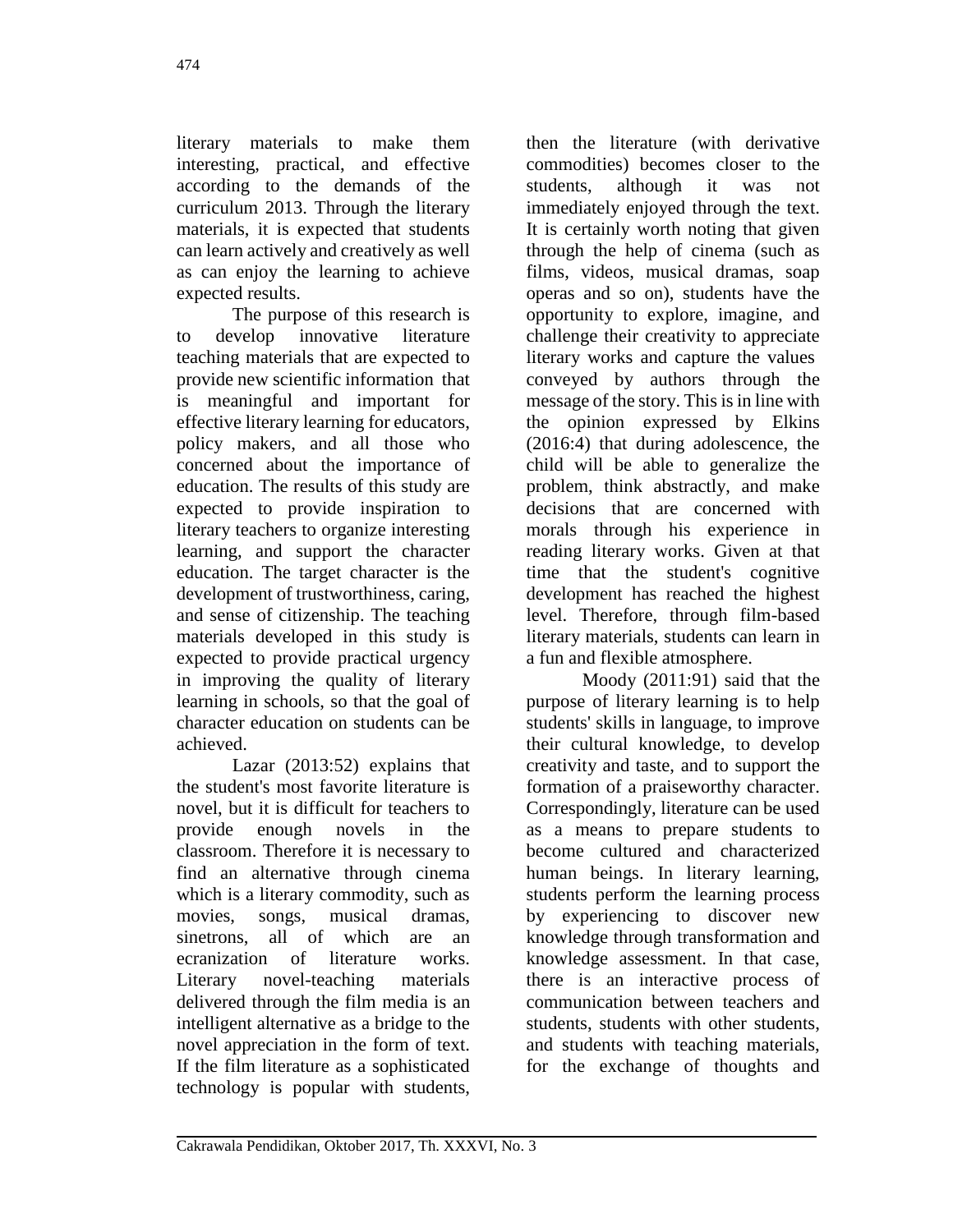literary materials to make them interesting, practical, and effective according to the demands of the curriculum 2013. Through the literary materials, it is expected that students can learn actively and creatively as well as can enjoy the learning to achieve expected results.

The purpose of this research is to develop innovative literature teaching materials that are expected to provide new scientific information that is meaningful and important for effective literary learning for educators, policy makers, and all those who concerned about the importance of education. The results of this study are expected to provide inspiration to literary teachers to organize interesting learning, and support the character education. The target character is the development of trustworthiness, caring, and sense of citizenship. The teaching materials developed in this study is expected to provide practical urgency in improving the quality of literary learning in schools, so that the goal of character education on students can be achieved.

Lazar (2013:52) explains that the student's most favorite literature is novel, but it is difficult for teachers to provide enough novels in the classroom. Therefore it is necessary to find an alternative through cinema which is a literary commodity, such as movies, songs, musical dramas, sinetrons, all of which are an ecranization of literature works. Literary novel-teaching materials delivered through the film media is an intelligent alternative as a bridge to the novel appreciation in the form of text. If the film literature as a sophisticated technology is popular with students, then the literature (with derivative commodities) becomes closer to the students, although it was not immediately enjoyed through the text. It is certainly worth noting that given through the help of cinema (such as films, videos, musical dramas, soap operas and so on), students have the opportunity to explore, imagine, and challenge their creativity to appreciate literary works and capture the values conveyed by authors through the message of the story. This is in line with the opinion expressed by Elkins (2016:4) that during adolescence, the child will be able to generalize the problem, think abstractly, and make decisions that are concerned with morals through his experience in reading literary works. Given at that time that the student's cognitive development has reached the highest level. Therefore, through film-based literary materials, students can learn in a fun and flexible atmosphere.

Moody (2011:91) said that the purpose of literary learning is to help students' skills in language, to improve their cultural knowledge, to develop creativity and taste, and to support the formation of a praiseworthy character. Correspondingly, literature can be used as a means to prepare students to become cultured and characterized human beings. In literary learning, students perform the learning process by experiencing to discover new knowledge through transformation and knowledge assessment. In that case, there is an interactive process of communication between teachers and students, students with other students, and students with teaching materials, for the exchange of thoughts and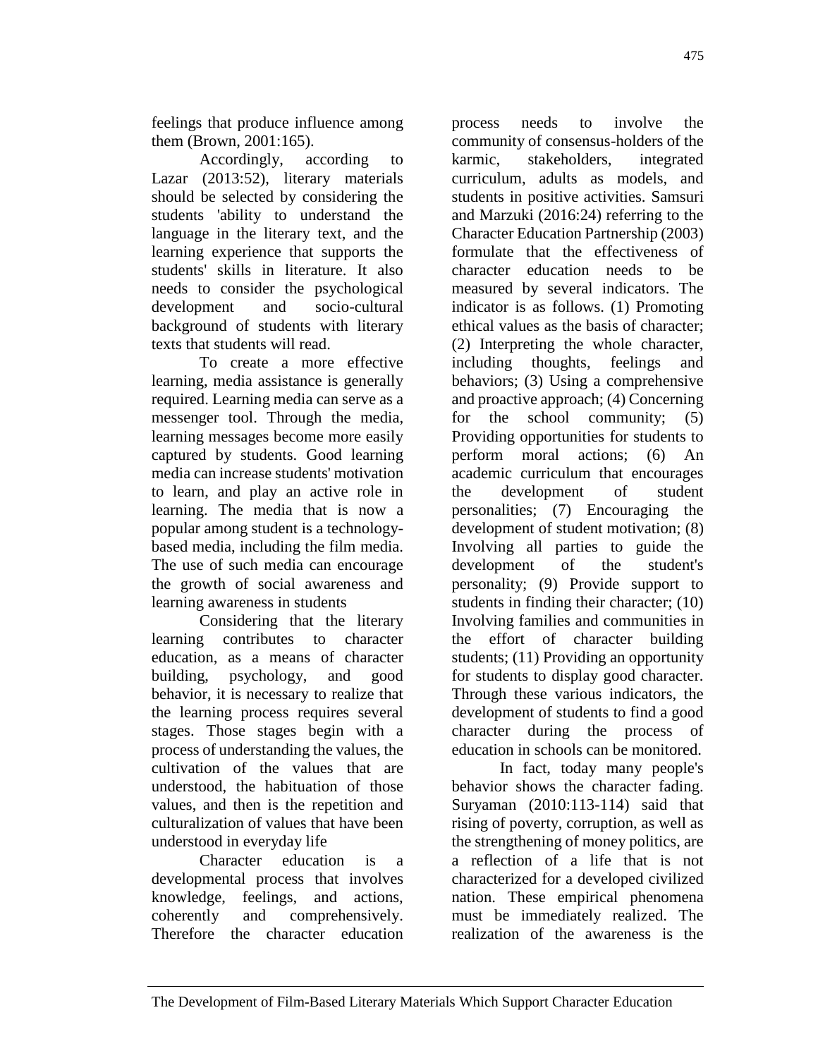feelings that produce influence among them (Brown, 2001:165).

Accordingly, according to Lazar (2013:52), literary materials should be selected by considering the students 'ability to understand the language in the literary text, and the learning experience that supports the students' skills in literature. It also needs to consider the psychological development and socio-cultural background of students with literary texts that students will read.

To create a more effective learning, media assistance is generally required. Learning media can serve as a messenger tool. Through the media, learning messages become more easily captured by students. Good learning media can increase students' motivation to learn, and play an active role in learning. The media that is now a popular among student is a technology-based media, including the film media. The use of such media can encourage the growth of social awareness and learning awareness in students

Considering that the literary learning contributes to character education, as a means of character building, psychology, and good behavior, it is necessary to realize that the learning process requires several stages. Those stages begin with a process of understanding the values, the cultivation of the values that are understood, the habituation of those values, and then is the repetition and culturalization of values that have been understood in everyday life

Character education is a developmental process that involves knowledge, feelings, and actions, coherently and comprehensively. Therefore the character education process needs to involve the community of consensus-holders of the karmic, stakeholders, integrated curriculum, adults as models, and students in positive activities. Samsuri and Marzuki (2016:24) referring to the Character Education Partnership (2003) formulate that the effectiveness of character education needs to be measured by several indicators. The indicator is as follows. (1) Promoting ethical values as the basis of character; (2) Interpreting the whole character, including thoughts, feelings and behaviors; (3) Using a comprehensive and proactive approach; (4) Concerning for the school community; (5) Providing opportunities for students to perform moral actions; (6) An academic curriculum that encourages the development of student personalities; (7) Encouraging the development of student motivation; (8) Involving all parties to guide the development of the student's personality; (9) Provide support to students in finding their character; (10) Involving families and communities in the effort of character building students; (11) Providing an opportunity for students to display good character. Through these various indicators, the development of students to find a good character during the process of education in schools can be monitored.

In fact, today many people's behavior shows the character fading. Suryaman (2010:113-114) said that rising of poverty, corruption, as well as the strengthening of money politics, are a reflection of a life that is not characterized for a developed civilized nation. These empirical phenomena must be immediately realized. The realization of the awareness is the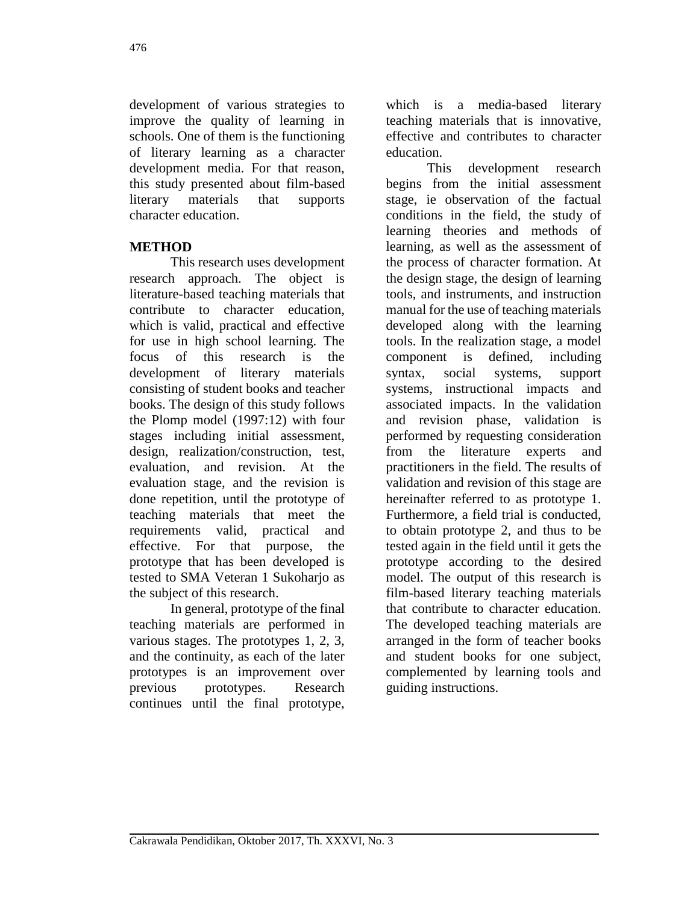development of various strategies to improve the quality of learning in schools. One of them is the functioning of literary learning as a character development media. For that reason, this study presented about film-based literary materials that supports character education.

## METHOD

This research uses development research approach. The object is literature-based teaching materials that contribute to character education, which is valid, practical and effective for use in high school learning. The focus of this research is the development of literary materials consisting of student books and teacher books. The design of this study follows the Plomp model (1997:12) with four stages including initial assessment, design, realization/construction, test, evaluation, and revision. At the evaluation stage, and the revision is done repetition, until the prototype of teaching materials that meet the requirements valid, practical and effective. For that purpose, the prototype that has been developed is tested to SMA Veteran 1 Sukoharjo as the subject of this research.

In general, prototype of the final teaching materials are performed in various stages. The prototypes 1, 2, 3, and the continuity, as each of the later prototypes is an improvement over previous prototypes. Research continues until the final prototype, which is a media-based literary teaching materials that is innovative, effective and contributes to character education.

This development research begins from the initial assessment stage, ie observation of the factual conditions in the field, the study of learning theories and methods of learning, as well as the assessment of the process of character formation. At the design stage, the design of learning tools, and instruments, and instruction manual for the use of teaching materials developed along with the learning tools. In the realization stage, a model component is defined, including syntax, social systems, support systems, instructional impacts and associated impacts. In the validation and revision phase, validation is performed by requesting consideration from the literature experts and practitioners in the field. The results of validation and revision of this stage are hereinafter referred to as prototype 1. Furthermore, a field trial is conducted, to obtain prototype 2, and thus to be tested again in the field until it gets the prototype according to the desired model. The output of this research is film-based literary teaching materials that contribute to character education. The developed teaching materials are arranged in the form of teacher books and student books for one subject, complemented by learning tools and guiding instructions.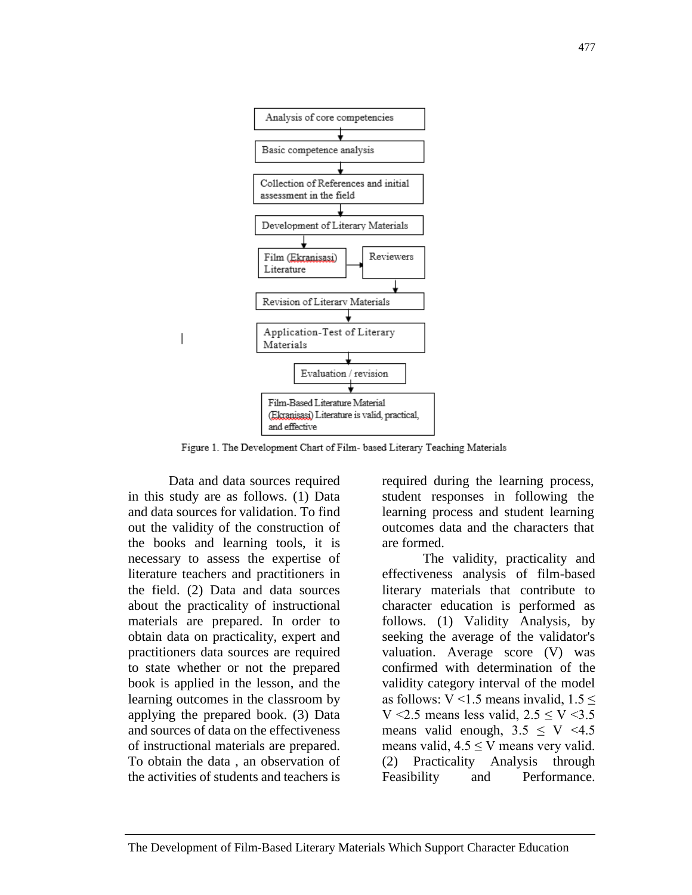Analysis of core competencies
↓
Basic competence analysis
↓
Collection of References and initial assessment in the field
↓
Development of Literary Materials
↓
Film (Ekranisasi) Literature → Reviewers
↓
Revision of Literary Materials
↓
Application-Test of Literary Materials
↓
Evaluation / revision
↓
Film-Based Literature Material (Ekranisasi) Literature is valid, practical, and effective

Figure 1. The Development Chart of Film- based Literary Teaching Materials

Data and data sources required in this study are as follows. (1) Data and data sources for validation. To find out the validity of the construction of the books and learning tools, it is necessary to assess the expertise of literature teachers and practitioners in the field. (2) Data and data sources about the practicality of instructional materials are prepared. In order to obtain data on practicality, expert and practitioners data sources are required to state whether or not the prepared book is applied in the lesson, and the learning outcomes in the classroom by applying the prepared book. (3) Data and sources of data on the effectiveness of instructional materials are prepared. To obtain the data , an observation of the activities of students and teachers is required during the learning process, student responses in following the learning process and student learning outcomes data and the characters that are formed.

The validity, practicality and effectiveness analysis of film-based literary materials that contribute to character education is performed as follows. (1) Validity Analysis, by seeking the average of the validator's valuation. Average score (V) was confirmed with determination of the validity category interval of the model as follows: $V < 1.5$ means invalid, $1.5 \leq V < 2.5$ means less valid, $2.5 \leq V < 3.5$ means valid enough, $3.5 \leq V < 4.5$ means valid, $4.5 \leq V$ means very valid. (2) Practicality Analysis through Feasibility and Performance.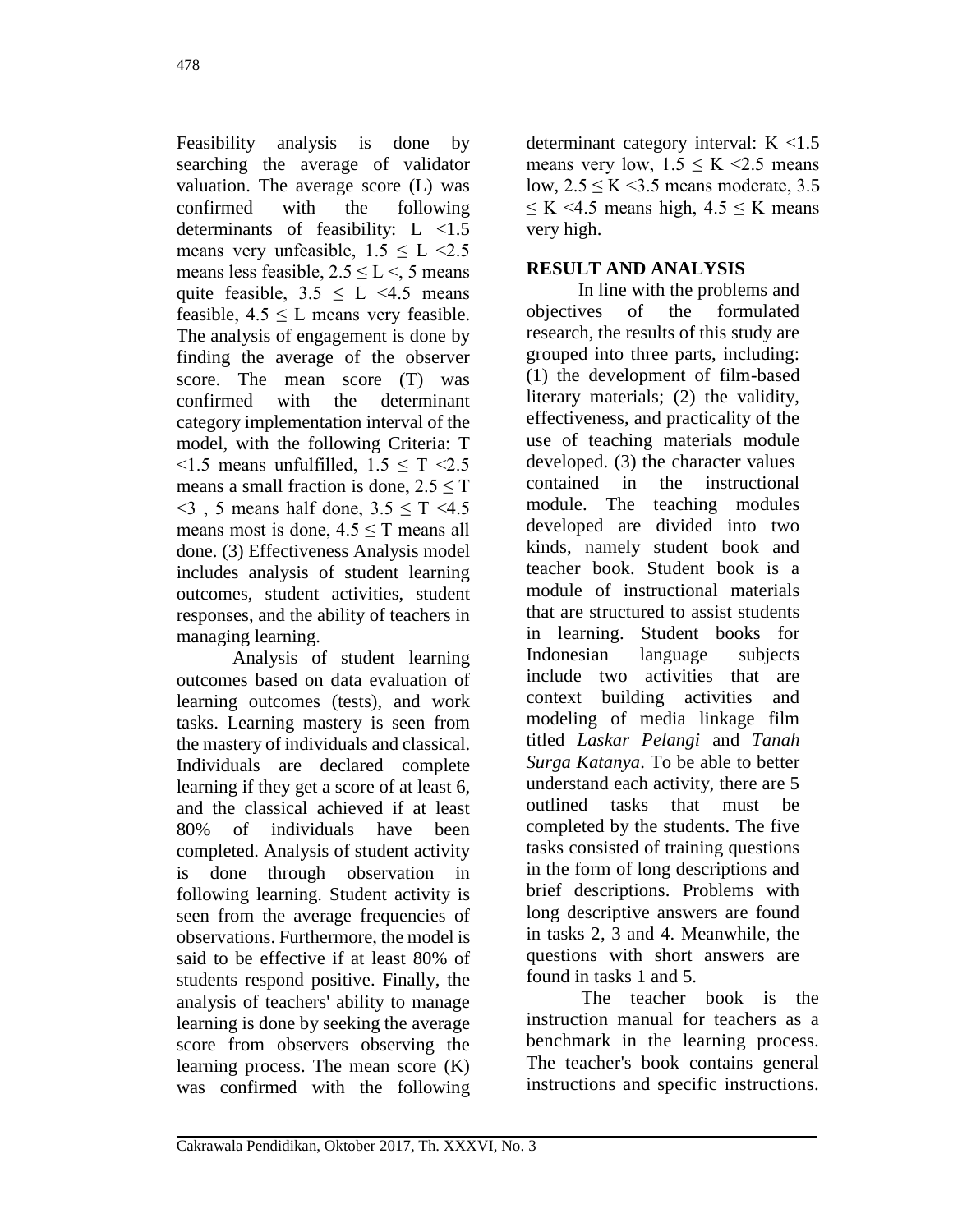Feasibility analysis is done by searching the average of validator valuation. The average score (L) was confirmed with the following determinants of feasibility: $L < 1.5$ means very unfeasible, $1.5 \leq L < 2.5$ means less feasible, $2.5 \leq L <, 5$ means quite feasible, $3.5 \leq L < 4.5$ means feasible, $4.5 \leq L$ means very feasible. The analysis of engagement is done by finding the average of the observer score. The mean score (T) was confirmed with the determinant category implementation interval of the model, with the following Criteria: $T < 1.5$ means unfulfilled, $1.5 \leq T < 2.5$ means a small fraction is done, $2.5 \leq T < 3$ , 5 means half done, $3.5 \leq T < 4.5$ means most is done, $4.5 \leq T$ means all done. (3) Effectiveness Analysis model includes analysis of student learning outcomes, student activities, student responses, and the ability of teachers in managing learning.

Analysis of student learning outcomes based on data evaluation of learning outcomes (tests), and work tasks. Learning mastery is seen from the mastery of individuals and classical. Individuals are declared complete learning if they get a score of at least 6, and the classical achieved if at least 80% of individuals have been completed. Analysis of student activity is done through observation in following learning. Student activity is seen from the average frequencies of observations. Furthermore, the model is said to be effective if at least 80% of students respond positive. Finally, the analysis of teachers' ability to manage learning is done by seeking the average score from observers observing the learning process. The mean score (K) was confirmed with the following determinant category interval: $K < 1.5$ means very low, $1.5 \leq K < 2.5$ means low, $2.5 \leq K < 3.5$ means moderate, $3.5 \leq K < 4.5$ means high, $4.5 \leq K$ means very high.

## RESULT AND ANALYSIS

In line with the problems and objectives of the formulated research, the results of this study are grouped into three parts, including: (1) the development of film-based literary materials; (2) the validity, effectiveness, and practicality of the use of teaching materials module developed. (3) the character values contained in the instructional module. The teaching modules developed are divided into two kinds, namely student book and teacher book. Student book is a module of instructional materials that are structured to assist students in learning. Student books for Indonesian language subjects include two activities that are context building activities and modeling of media linkage film titled *Laskar Pelangi* and *Tanah Surga Katanya*. To be able to better understand each activity, there are 5 outlined tasks that must be completed by the students. The five tasks consisted of training questions in the form of long descriptions and brief descriptions. Problems with long descriptive answers are found in tasks 2, 3 and 4. Meanwhile, the questions with short answers are found in tasks 1 and 5.

The teacher book is the instruction manual for teachers as a benchmark in the learning process. The teacher's book contains general instructions and specific instructions.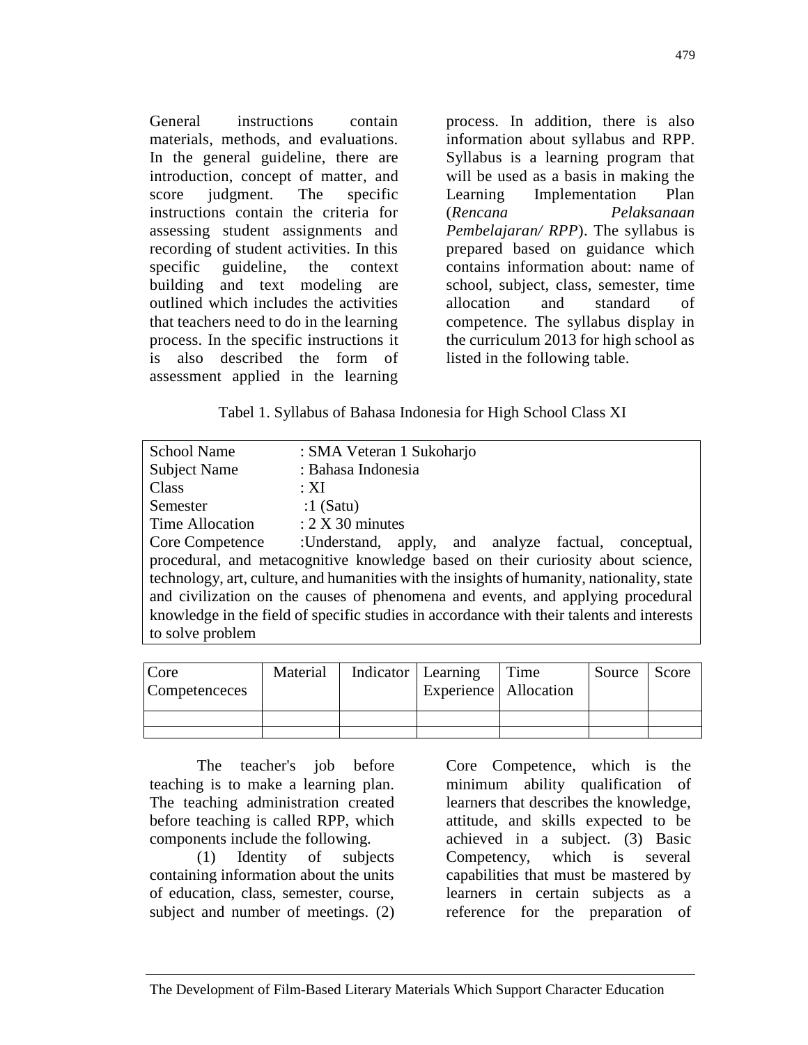General instructions contain materials, methods, and evaluations. In the general guideline, there are introduction, concept of matter, and score judgment. The specific instructions contain the criteria for assessing student assignments and recording of student activities. In this specific guideline, the context building and text modeling are outlined which includes the activities that teachers need to do in the learning process. In the specific instructions it is also described the form of assessment applied in the learning process. In addition, there is also information about syllabus and RPP. Syllabus is a learning program that will be used as a basis in making the Learning Implementation Plan (*Rencana Pelaksanaan Pembelajaran/ RPP*). The syllabus is prepared based on guidance which contains information about: name of school, subject, class, semester, time allocation and standard of competence. The syllabus display in the curriculum 2013 for high school as listed in the following table.

Tabel 1. Syllabus of Bahasa Indonesia for High School Class XI

| | |
|---|---|
| School Name | : SMA Veteran 1 Sukoharjo |
| Subject Name | : Bahasa Indonesia |
| Class | : XI |
| Semester | :1 (Satu) |
| Time Allocation | : 2 X 30 minutes |
| Core Competence | :Understand, apply, and analyze factual, conceptual, procedural, and metacognitive knowledge based on their curiosity about science, technology, art, culture, and humanities with the insights of humanity, nationality, state and civilization on the causes of phenomena and events, and applying procedural knowledge in the field of specific studies in accordance with their talents and interests to solve problem |

| Core Competenceces | Material | Indicator | Learning Experience | Time Allocation | Source | Score |
|---|---|---|---|---|---|---|
| | | | | | | |
| | | | | | | |

The teacher's job before teaching is to make a learning plan. The teaching administration created before teaching is called RPP, which components include the following.

(1) Identity of subjects containing information about the units of education, class, semester, course, subject and number of meetings. (2) Core Competence, which is the minimum ability qualification of learners that describes the knowledge, attitude, and skills expected to be achieved in a subject. (3) Basic Competency, which is several capabilities that must be mastered by learners in certain subjects as a reference for the preparation of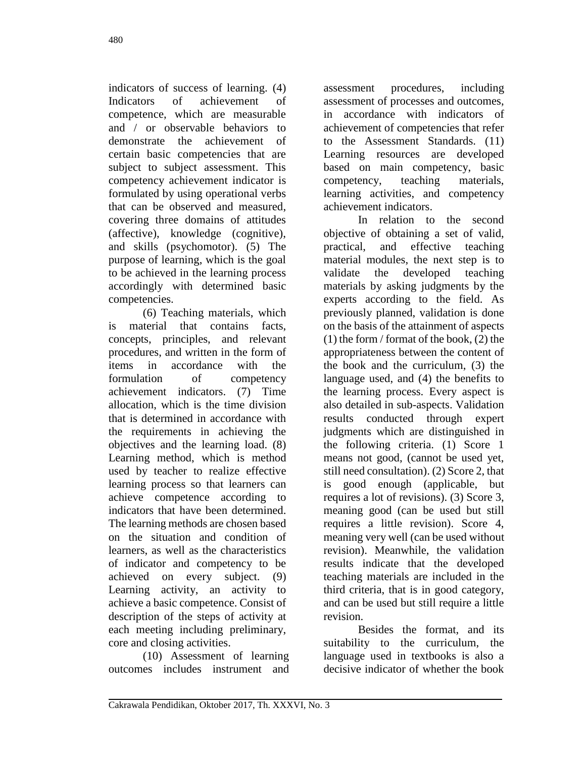indicators of success of learning. (4) Indicators of achievement of competence, which are measurable and / or observable behaviors to demonstrate the achievement of certain basic competencies that are subject to subject assessment. This competency achievement indicator is formulated by using operational verbs that can be observed and measured, covering three domains of attitudes (affective), knowledge (cognitive), and skills (psychomotor). (5) The purpose of learning, which is the goal to be achieved in the learning process accordingly with determined basic competencies.

(6) Teaching materials, which is material that contains facts, concepts, principles, and relevant procedures, and written in the form of items in accordance with the formulation of competency achievement indicators. (7) Time allocation, which is the time division that is determined in accordance with the requirements in achieving the objectives and the learning load. (8) Learning method, which is method used by teacher to realize effective learning process so that learners can achieve competence according to indicators that have been determined. The learning methods are chosen based on the situation and condition of learners, as well as the characteristics of indicator and competency to be achieved on every subject. (9) Learning activity, an activity to achieve a basic competence. Consist of description of the steps of activity at each meeting including preliminary, core and closing activities.

(10) Assessment of learning outcomes includes instrument and assessment procedures, including assessment of processes and outcomes, in accordance with indicators of achievement of competencies that refer to the Assessment Standards. (11) Learning resources are developed based on main competency, basic competency, teaching materials, learning activities, and competency achievement indicators.

In relation to the second objective of obtaining a set of valid, practical, and effective teaching material modules, the next step is to validate the developed teaching materials by asking judgments by the experts according to the field. As previously planned, validation is done on the basis of the attainment of aspects (1) the form / format of the book, (2) the appropriateness between the content of the book and the curriculum, (3) the language used, and (4) the benefits to the learning process. Every aspect is also detailed in sub-aspects. Validation results conducted through expert judgments which are distinguished in the following criteria. (1) Score 1 means not good, (cannot be used yet, still need consultation). (2) Score 2, that is good enough (applicable, but requires a lot of revisions). (3) Score 3, meaning good (can be used but still requires a little revision). Score 4, meaning very well (can be used without revision). Meanwhile, the validation results indicate that the developed teaching materials are included in the third criteria, that is in good category, and can be used but still require a little revision.

Besides the format, and its suitability to the curriculum, the language used in textbooks is also a decisive indicator of whether the book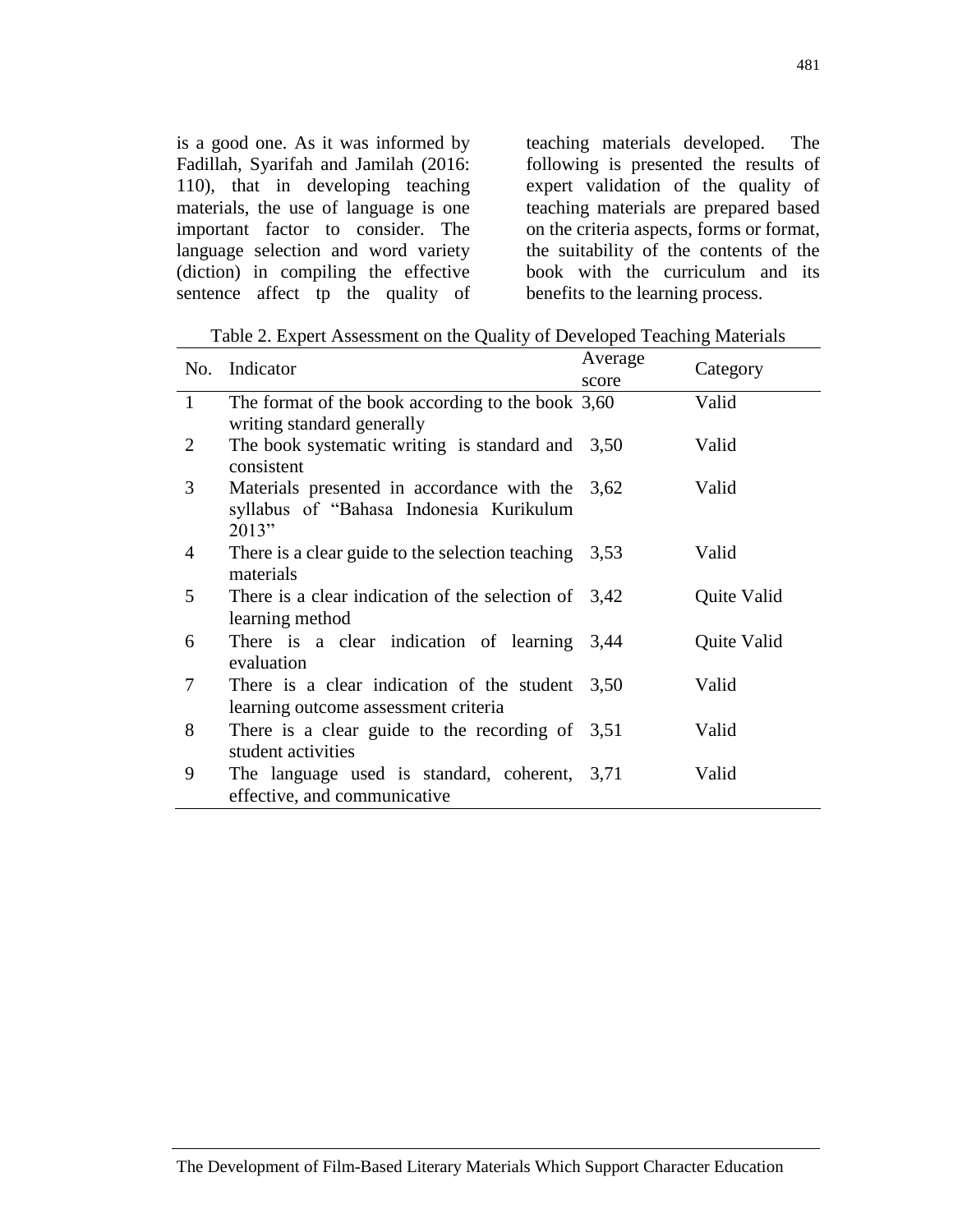is a good one. As it was informed by Fadillah, Syarifah and Jamilah (2016: 110), that in developing teaching materials, the use of language is one important factor to consider. The language selection and word variety (diction) in compiling the effective sentence affect tp the quality of teaching materials developed. The following is presented the results of expert validation of the quality of teaching materials are prepared based on the criteria aspects, forms or format, the suitability of the contents of the book with the curriculum and its benefits to the learning process.

Table 2. Expert Assessment on the Quality of Developed Teaching Materials

| No. | Indicator | Average score | Category |
|---|---|---|---|
| 1 | The format of the book according to the book writing standard generally | 3,60 | Valid |
| 2 | The book systematic writing is standard and consistent | 3,50 | Valid |
| 3 | Materials presented in accordance with the syllabus of "Bahasa Indonesia Kurikulum 2013" | 3,62 | Valid |
| 4 | There is a clear guide to the selection teaching materials | 3,53 | Valid |
| 5 | There is a clear indication of the selection of learning method | 3,42 | Quite Valid |
| 6 | There is a clear indication of learning evaluation | 3,44 | Quite Valid |
| 7 | There is a clear indication of the student learning outcome assessment criteria | 3,50 | Valid |
| 8 | There is a clear guide to the recording of student activities | 3,51 | Valid |
| 9 | The language used is standard, coherent, effective, and communicative | 3,71 | Valid |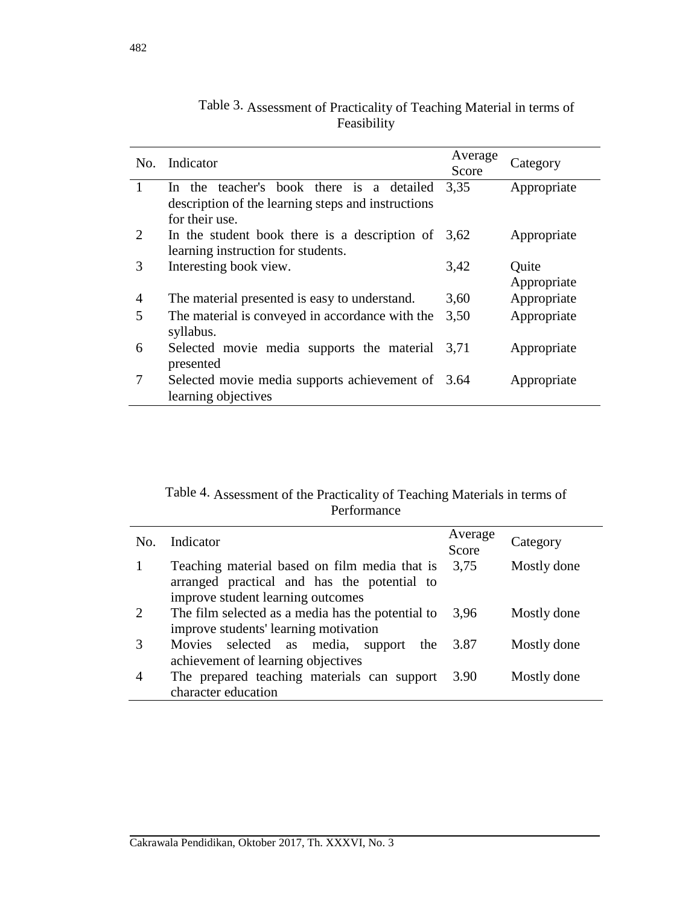Table 3. Assessment of Practicality of Teaching Material in terms of Feasibility

| No. | Indicator | Average Score | Category |
| --- | --- | --- | --- |
| 1 | In the teacher's book there is a detailed description of the learning steps and instructions for their use. | 3,35 | Appropriate |
| 2 | In the student book there is a description of learning instruction for students. | 3,62 | Appropriate |
| 3 | Interesting book view. | 3,42 | Quite Appropriate |
| 4 | The material presented is easy to understand. | 3,60 | Appropriate |
| 5 | The material is conveyed in accordance with the syllabus. | 3,50 | Appropriate |
| 6 | Selected movie media supports the material presented | 3,71 | Appropriate |
| 7 | Selected movie media supports achievement of learning objectives | 3.64 | Appropriate |

Table 4. Assessment of the Practicality of Teaching Materials in terms of Performance

| No. | Indicator | Average Score | Category |
| --- | --- | --- | --- |
| 1 | Teaching material based on film media that is arranged practical and has the potential to improve student learning outcomes | 3,75 | Mostly done |
| 2 | The film selected as a media has the potential to improve students' learning motivation | 3,96 | Mostly done |
| 3 | Movies selected as media, support the achievement of learning objectives | 3.87 | Mostly done |
| 4 | The prepared teaching materials can support character education | 3.90 | Mostly done |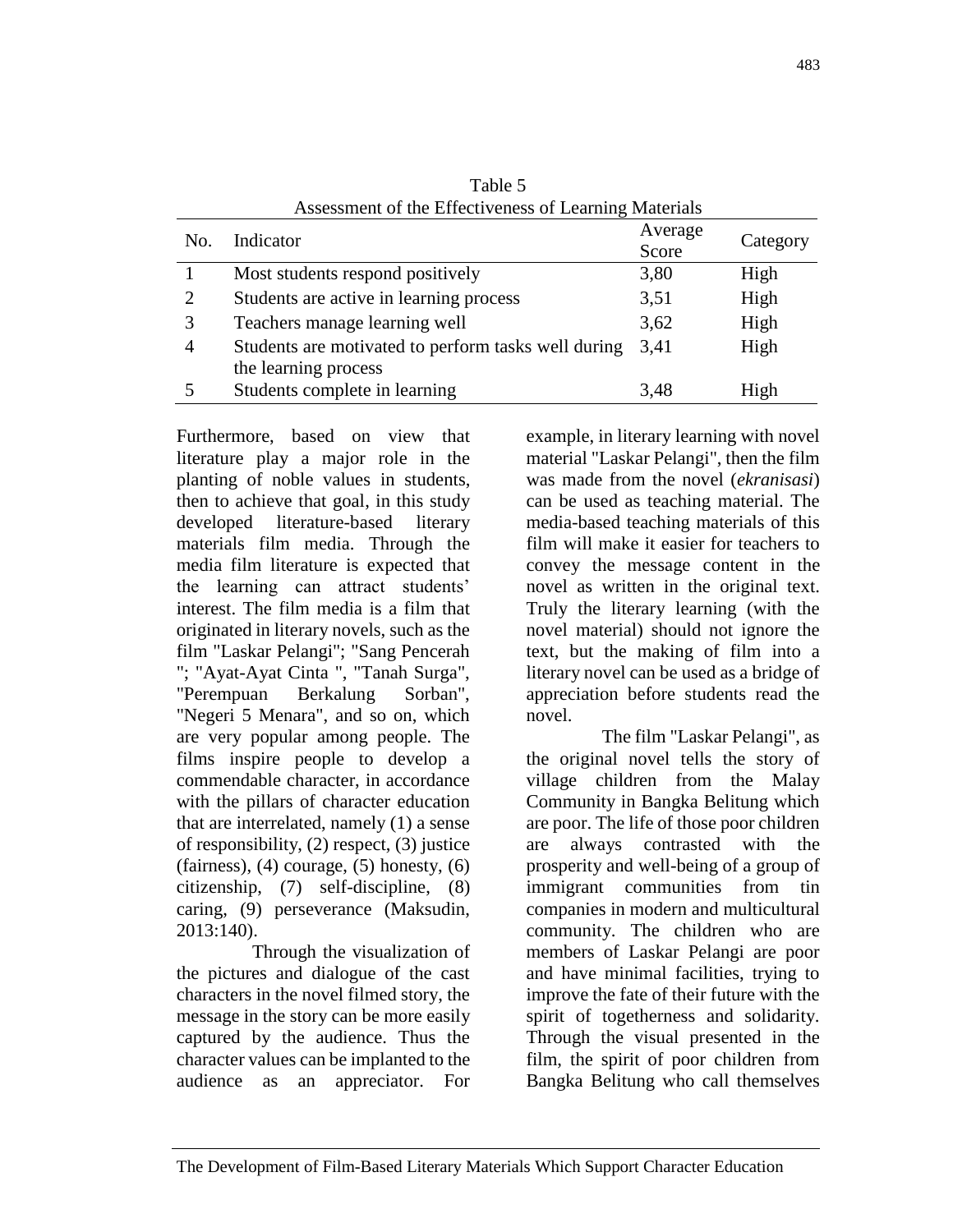Table 5

Assessment of the Effectiveness of Learning Materials

| No. | Indicator | Average Score | Category |
|---|---|---|---|
| 1 | Most students respond positively | 3,80 | High |
| 2 | Students are active in learning process | 3,51 | High |
| 3 | Teachers manage learning well | 3,62 | High |
| 4 | Students are motivated to perform tasks well during the learning process | 3,41 | High |
| 5 | Students complete in learning | 3,48 | High |

Furthermore, based on view that literature play a major role in the planting of noble values in students, then to achieve that goal, in this study developed literature-based literary materials film media. Through the media film literature is expected that the learning can attract students' interest. The film media is a film that originated in literary novels, such as the film "Laskar Pelangi"; "Sang Pencerah "; "Ayat-Ayat Cinta ", "Tanah Surga", "Perempuan Berkalung Sorban", "Negeri 5 Menara", and so on, which are very popular among people. The films inspire people to develop a commendable character, in accordance with the pillars of character education that are interrelated, namely (1) a sense of responsibility, (2) respect, (3) justice (fairness), (4) courage, (5) honesty, (6) citizenship, (7) self-discipline, (8) caring, (9) perseverance (Maksudin, 2013:140).

Through the visualization of the pictures and dialogue of the cast characters in the novel filmed story, the message in the story can be more easily captured by the audience. Thus the character values can be implanted to the audience as an appreciator. For example, in literary learning with novel material "Laskar Pelangi", then the film was made from the novel (*ekranisasi*) can be used as teaching material. The media-based teaching materials of this film will make it easier for teachers to convey the message content in the novel as written in the original text. Truly the literary learning (with the novel material) should not ignore the text, but the making of film into a literary novel can be used as a bridge of appreciation before students read the novel.

The film "Laskar Pelangi", as the original novel tells the story of village children from the Malay Community in Bangka Belitung which are poor. The life of those poor children are always contrasted with the prosperity and well-being of a group of immigrant communities from tin companies in modern and multicultural community. The children who are members of Laskar Pelangi are poor and have minimal facilities, trying to improve the fate of their future with the spirit of togetherness and solidarity. Through the visual presented in the film, the spirit of poor children from Bangka Belitung who call themselves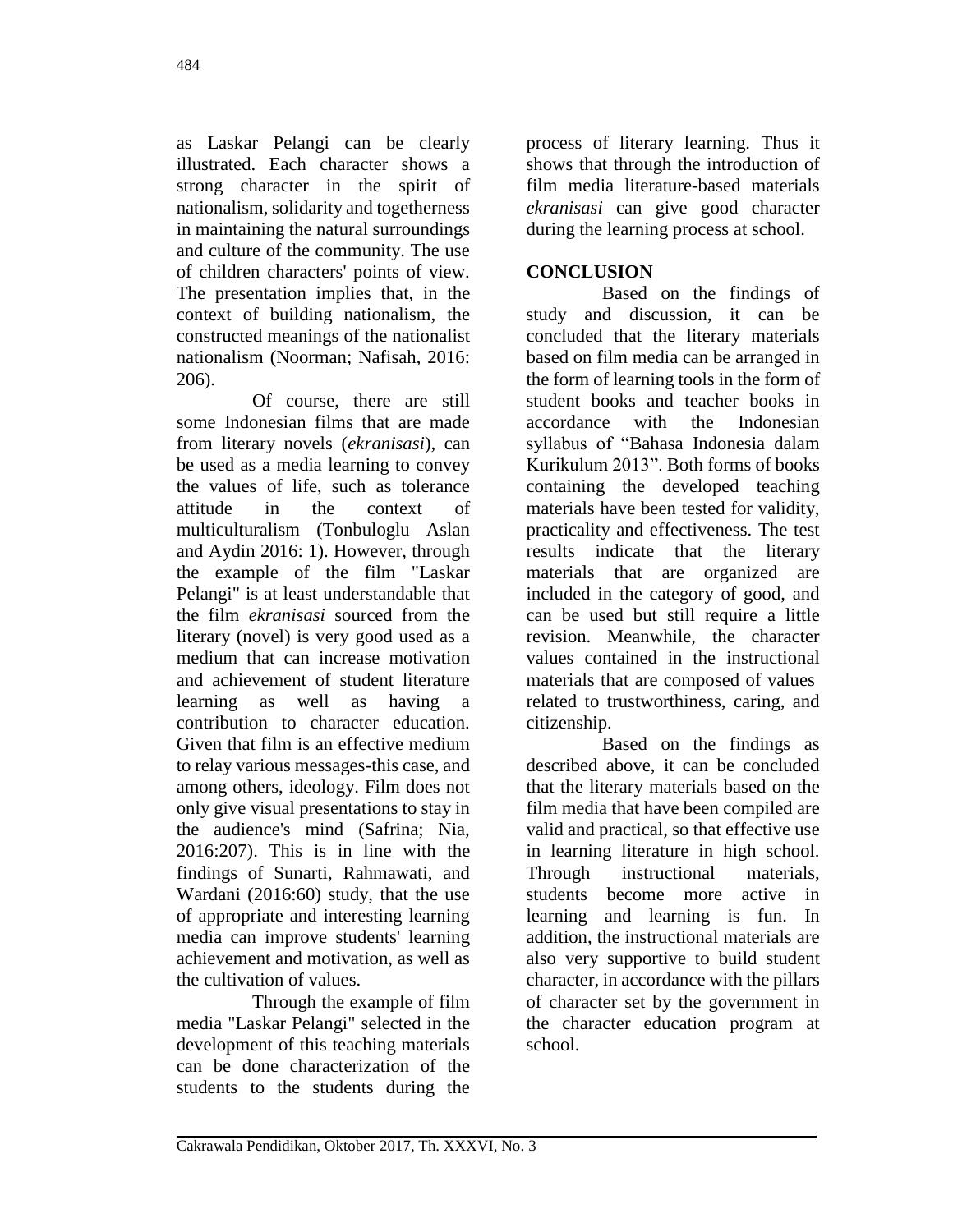as Laskar Pelangi can be clearly illustrated. Each character shows a strong character in the spirit of nationalism, solidarity and togetherness in maintaining the natural surroundings and culture of the community. The use of children characters' points of view. The presentation implies that, in the context of building nationalism, the constructed meanings of the nationalist nationalism (Noorman; Nafisah, 2016: 206).

Of course, there are still some Indonesian films that are made from literary novels (*ekranisasi*), can be used as a media learning to convey the values of life, such as tolerance attitude in the context of multiculturalism (Tonbuloglu Aslan and Aydin 2016: 1). However, through the example of the film "Laskar Pelangi" is at least understandable that the film *ekranisasi* sourced from the literary (novel) is very good used as a medium that can increase motivation and achievement of student literature learning as well as having a contribution to character education. Given that film is an effective medium to relay various messages-this case, and among others, ideology. Film does not only give visual presentations to stay in the audience's mind (Safrina; Nia, 2016:207). This is in line with the findings of Sunarti, Rahmawati, and Wardani (2016:60) study, that the use of appropriate and interesting learning media can improve students' learning achievement and motivation, as well as the cultivation of values.

Through the example of film media "Laskar Pelangi" selected in the development of this teaching materials can be done characterization of the students to the students during the process of literary learning. Thus it shows that through the introduction of film media literature-based materials *ekranisasi* can give good character during the learning process at school.

## CONCLUSION

Based on the findings of study and discussion, it can be concluded that the literary materials based on film media can be arranged in the form of learning tools in the form of student books and teacher books in accordance with the Indonesian syllabus of "Bahasa Indonesia dalam Kurikulum 2013". Both forms of books containing the developed teaching materials have been tested for validity, practicality and effectiveness. The test results indicate that the literary materials that are organized are included in the category of good, and can be used but still require a little revision. Meanwhile, the character values contained in the instructional materials that are composed of values related to trustworthiness, caring, and citizenship.

Based on the findings as described above, it can be concluded that the literary materials based on the film media that have been compiled are valid and practical, so that effective use in learning literature in high school. Through instructional materials, students become more active in learning and learning is fun. In addition, the instructional materials are also very supportive to build student character, in accordance with the pillars of character set by the government in the character education program at school.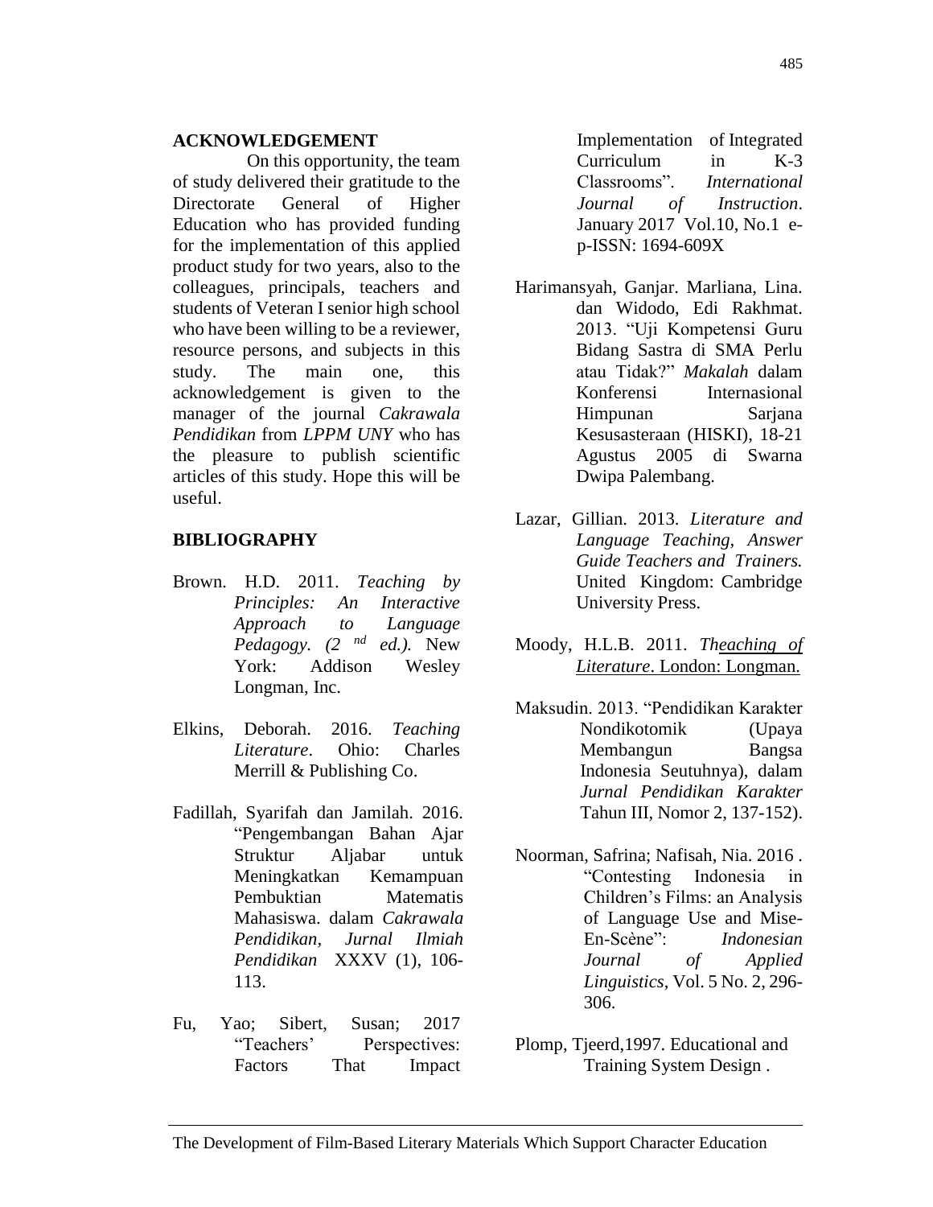## ACKNOWLEDGEMENT

On this opportunity, the team of study delivered their gratitude to the Directorate General of Higher Education who has provided funding for the implementation of this applied product study for two years, also to the colleagues, principals, teachers and students of Veteran I senior high school who have been willing to be a reviewer, resource persons, and subjects in this study. The main one, this acknowledgement is given to the manager of the journal *Cakrawala Pendidikan* from *LPPM UNY* who has the pleasure to publish scientific articles of this study. Hope this will be useful.

## BIBLIOGRAPHY

Brown. H.D. 2011. *Teaching by Principles: An Interactive Approach to Language Pedagogy. (2 nd ed.).* New York: Addison Wesley Longman, Inc.

Elkins, Deborah. 2016. *Teaching Literature*. Ohio: Charles Merrill & Publishing Co.

Fadillah, Syarifah dan Jamilah. 2016. "Pengembangan Bahan Ajar Struktur Aljabar untuk Meningkatkan Kemampuan Pembuktian Matematis Mahasiswa. dalam *Cakrawala Pendidikan, Jurnal Ilmiah Pendidikan* XXXV (1), 106-113.

Fu, Yao; Sibert, Susan; 2017 "Teachers' Perspectives: Factors That Impact Implementation of Integrated Curriculum in K-3 Classrooms". *International Journal of Instruction*. January 2017 Vol.10, No.1 e-p-ISSN: 1694-609X

Harimansyah, Ganjar. Marliana, Lina. dan Widodo, Edi Rakhmat. 2013. "Uji Kompetensi Guru Bidang Sastra di SMA Perlu atau Tidak?" *Makalah* dalam Konferensi Internasional Himpunan Sarjana Kesusasteraan (HISKI), 18-21 Agustus 2005 di Swarna Dwipa Palembang.

Lazar, Gillian. 2013. *Literature and Language Teaching, Answer Guide Teachers and Trainers.* United Kingdom: Cambridge University Press.

Moody, H.L.B. 2011. *Theaching of Literature*. London: Longman.

Maksudin. 2013. "Pendidikan Karakter Nondikotomik (Upaya Membangun Bangsa Indonesia Seutuhnya), dalam *Jurnal Pendidikan Karakter* Tahun III, Nomor 2, 137-152).

Noorman, Safrina; Nafisah, Nia. 2016 . "Contesting Indonesia in Children's Films: an Analysis of Language Use and Mise-En-Scène": *Indonesian Journal of Applied Linguistics*, Vol. 5 No. 2, 296-306.

Plomp, Tjeerd,1997. Educational and Training System Design .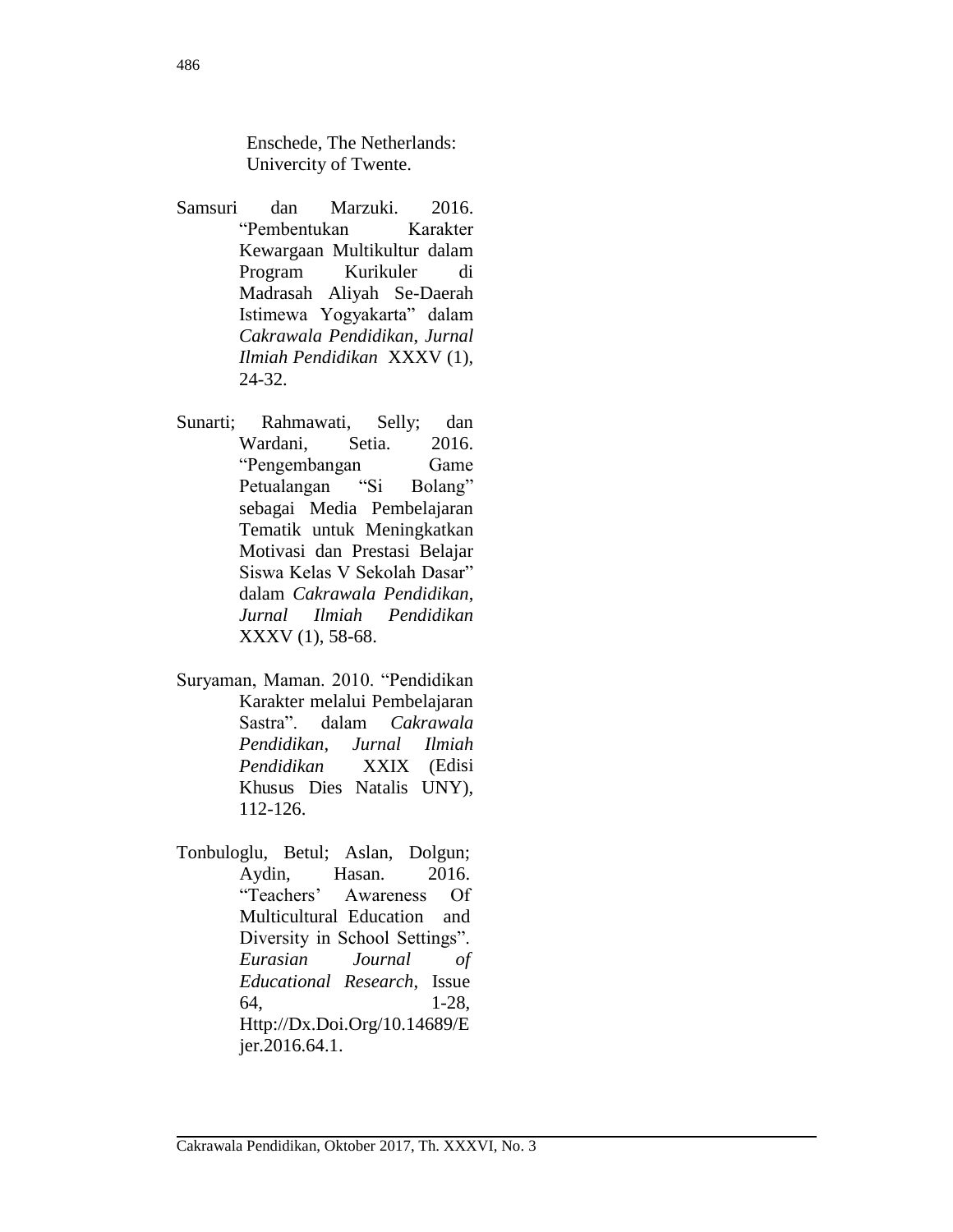Enschede, The Netherlands: Univercity of Twente.

Samsuri dan Marzuki. 2016. "Pembentukan Karakter Kewargaan Multikultur dalam Program Kurikuler di Madrasah Aliyah Se-Daerah Istimewa Yogyakarta" dalam *Cakrawala Pendidikan*, *Jurnal Ilmiah Pendidikan* XXXV (1), 24-32.

Sunarti; Rahmawati, Selly; dan Wardani, Setia. 2016. "Pengembangan Game Petualangan "Si Bolang" sebagai Media Pembelajaran Tematik untuk Meningkatkan Motivasi dan Prestasi Belajar Siswa Kelas V Sekolah Dasar" dalam *Cakrawala Pendidikan*, *Jurnal Ilmiah Pendidikan* XXXV (1), 58-68.

Suryaman, Maman. 2010. "Pendidikan Karakter melalui Pembelajaran Sastra". dalam *Cakrawala Pendidikan*, *Jurnal Ilmiah Pendidikan* XXIX (Edisi Khusus Dies Natalis UNY), 112-126.

Tonbuloglu, Betul; Aslan, Dolgun; Aydin, Hasan. 2016. "Teachers' Awareness Of Multicultural Education and Diversity in School Settings". *Eurasian Journal of Educational Research*, Issue 64, 1-28, Http://Dx.Doi.Org/10.14689/Ejer.2016.64.1.